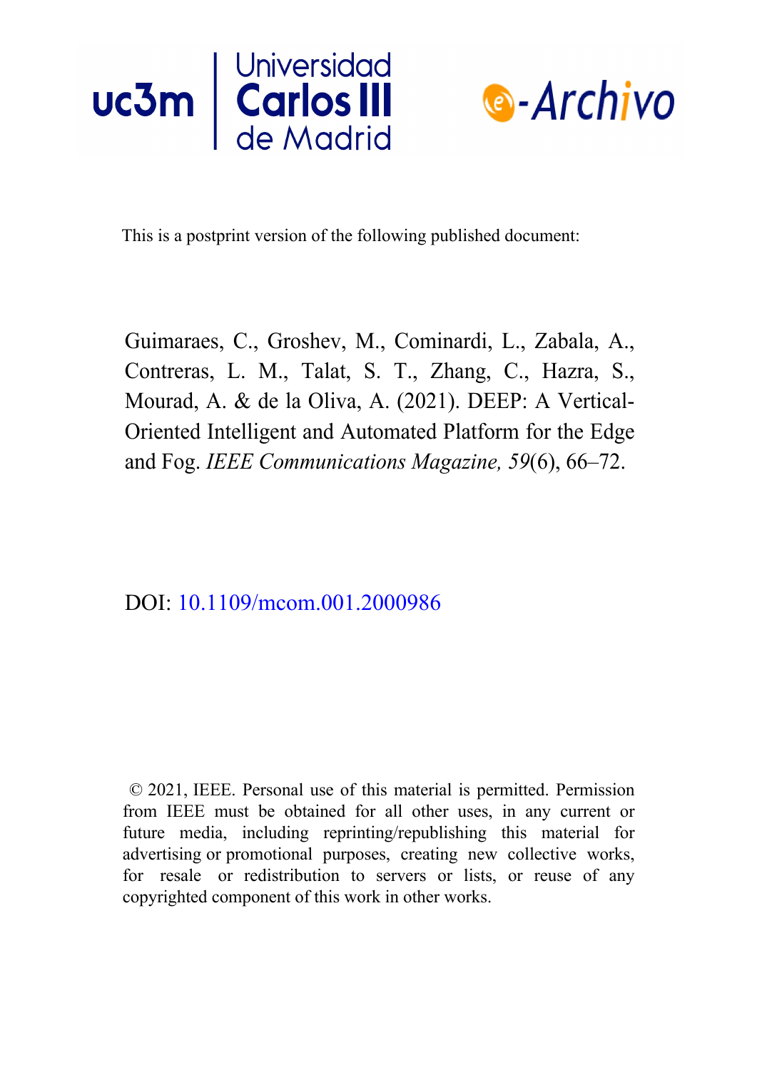This is a postprint version of the following published document:

Guimaraes, C., Groshev, M., Cominardi, L., Zabala, A., Contreras, L. M., Talat, S. T., Zhang, C., Hazra, S., Mourad, A. & de la Oliva, A. (2021). DEEP: A Vertical-Oriented Intelligent and Automated Platform for the Edge and Fog. *IEEE Communications Magazine, 59*(6), 66–72.

DOI: 10.1109/mcom.001.2000986

© 2021, IEEE. Personal use of this material is permitted. Permission from IEEE must be obtained for all other uses, in any current or future media, including reprinting/republishing this material for advertising or promotional purposes, creating new collective works, for resale or redistribution to servers or lists, or reuse of any copyrighted component of this work in other works.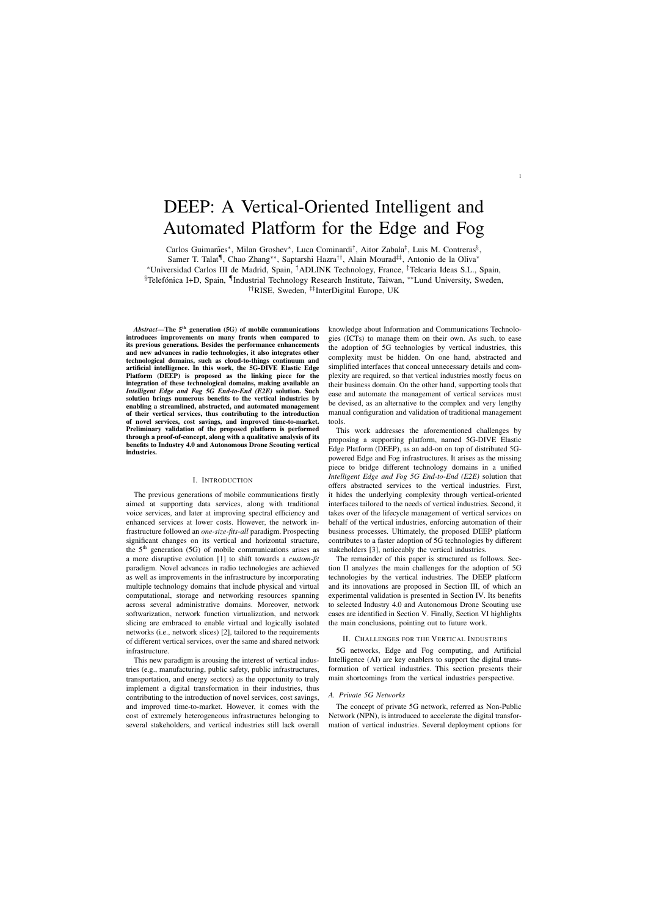# DEEP: A Vertical-Oriented Intelligent and Automated Platform for the Edge and Fog

Carlos Guimarães[*], Milan Groshev[*], Luca Cominardi[†], Aitor Zabala[‡], Luis M. Contreras[§], Samer T. Talat[¶], Chao Zhang[**], Saptarshi Hazra[††], Alain Mourad[‡‡], Antonio de la Oliva[*]

[*]Universidad Carlos III de Madrid, Spain, [†]ADLINK Technology, France, [‡]Telcaria Ideas S.L., Spain, [§]Telefónica I+D, Spain, [¶]Industrial Technology Research Institute, Taiwan, [**]Lund University, Sweden, [††]RISE, Sweden, [‡‡]InterDigital Europe, UK

***Abstract*—The 5th generation (5G) of mobile communications introduces improvements on many fronts when compared to its previous generations. Besides the performance enhancements and new advances in radio technologies, it also integrates other technological domains, such as cloud-to-things continuum and artificial intelligence. In this work, the 5G-DIVE Elastic Edge Platform (DEEP) is proposed as the linking piece for the integration of these technological domains, making available an *Intelligent Edge and Fog 5G End-to-End (E2E)* solution. Such solution brings numerous benefits to the vertical industries by enabling a streamlined, abstracted, and automated management of their vertical services, thus contributing to the introduction of novel services, cost savings, and improved time-to-market. Preliminary validation of the proposed platform is performed through a proof-of-concept, along with a qualitative analysis of its benefits to Industry 4.0 and Autonomous Drone Scouting vertical industries.**

## I. Introduction

The previous generations of mobile communications firstly aimed at supporting data services, along with traditional voice services, and later at improving spectral efficiency and enhanced services at lower costs. However, the network infrastructure followed an *one-size-fits-all* paradigm. Prospecting significant changes on its vertical and horizontal structure, the 5th generation (5G) of mobile communications arises as a more disruptive evolution [1] to shift towards a *custom-fit* paradigm. Novel advances in radio technologies are achieved as well as improvements in the infrastructure by incorporating multiple technology domains that include physical and virtual computational, storage and networking resources spanning across several administrative domains. Moreover, network softwarization, network function virtualization, and network slicing are embraced to enable virtual and logically isolated networks (i.e., network slices) [2], tailored to the requirements of different vertical services, over the same and shared network infrastructure.

This new paradigm is arousing the interest of vertical industries (e.g., manufacturing, public safety, public infrastructures, transportation, and energy sectors) as the opportunity to truly implement a digital transformation in their industries, thus contributing to the introduction of novel services, cost savings, and improved time-to-market. However, it comes with the cost of extremely heterogeneous infrastructures belonging to several stakeholders, and vertical industries still lack overall knowledge about Information and Communications Technologies (ICTs) to manage them on their own. As such, to ease the adoption of 5G technologies by vertical industries, this complexity must be hidden. On one hand, abstracted and simplified interfaces that conceal unnecessary details and complexity are required, so that vertical industries mostly focus on their business domain. On the other hand, supporting tools that ease and automate the management of vertical services must be devised, as an alternative to the complex and very lengthy manual configuration and validation of traditional management tools.

This work addresses the aforementioned challenges by proposing a supporting platform, named 5G-DIVE Elastic Edge Platform (DEEP), as an add-on on top of distributed 5G-powered Edge and Fog infrastructures. It arises as the missing piece to bridge different technology domains in a unified *Intelligent Edge and Fog 5G End-to-End (E2E)* solution that offers abstracted services to the vertical industries. First, it hides the underlying complexity through vertical-oriented interfaces tailored to the needs of vertical industries. Second, it takes over of the lifecycle management of vertical services on behalf of the vertical industries, enforcing automation of their business processes. Ultimately, the proposed DEEP platform contributes to a faster adoption of 5G technologies by different stakeholders [3], noticeably the vertical industries.

The remainder of this paper is structured as follows. Section II analyzes the main challenges for the adoption of 5G technologies by the vertical industries. The DEEP platform and its innovations are proposed in Section III, of which an experimental validation is presented in Section IV. Its benefits to selected Industry 4.0 and Autonomous Drone Scouting use cases are identified in Section V. Finally, Section VI highlights the main conclusions, pointing out to future work.

## II. Challenges for the Vertical Industries

5G networks, Edge and Fog computing, and Artificial Intelligence (AI) are key enablers to support the digital transformation of vertical industries. This section presents their main shortcomings from the vertical industries perspective.

### A. Private 5G Networks

The concept of private 5G network, referred as Non-Public Network (NPN), is introduced to accelerate the digital transformation of vertical industries. Several deployment options for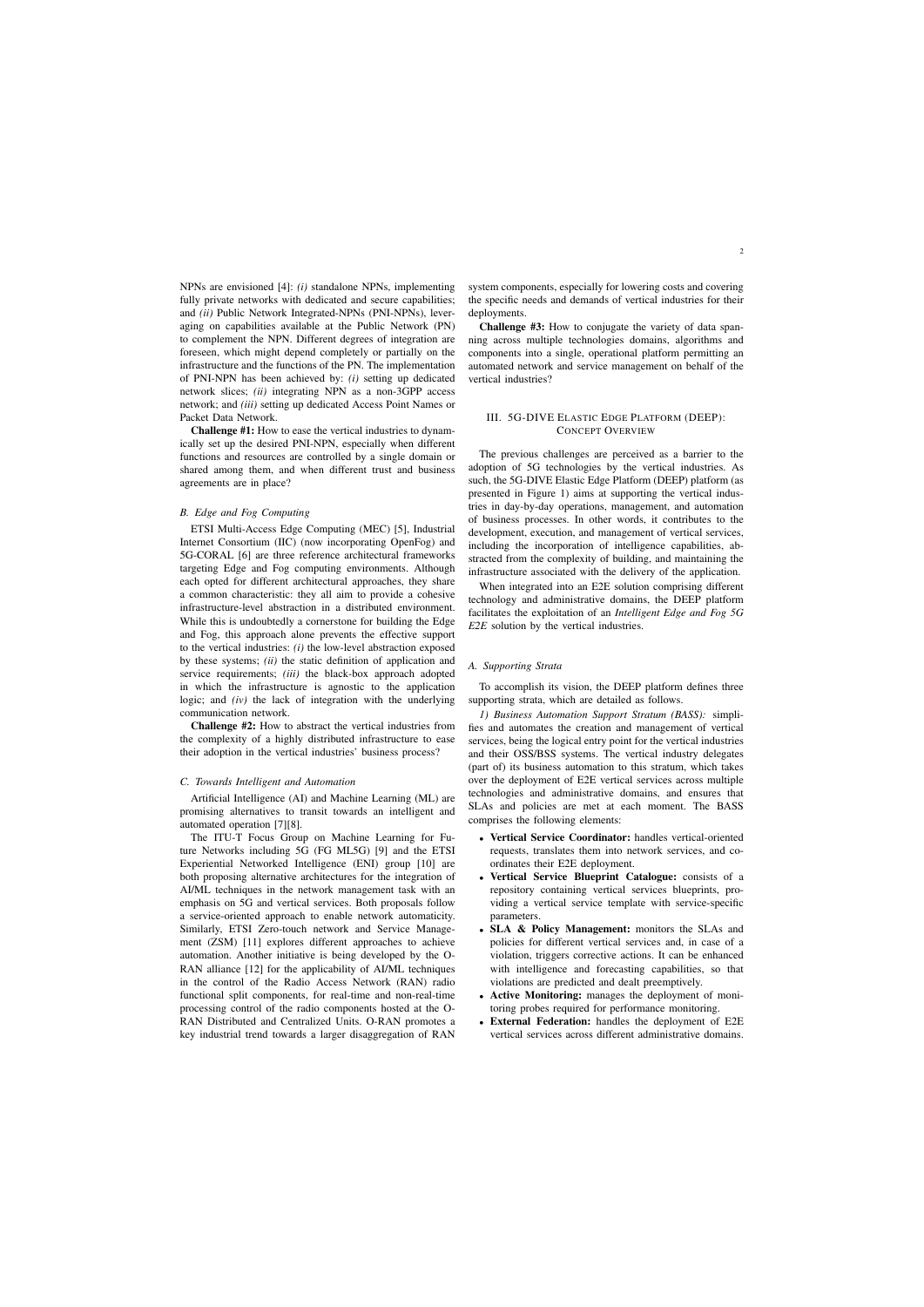NPNs are envisioned [4]: *(i)* standalone NPNs, implementing fully private networks with dedicated and secure capabilities; and *(ii)* Public Network Integrated-NPNs (PNI-NPNs), leveraging on capabilities available at the Public Network (PN) to complement the NPN. Different degrees of integration are foreseen, which might depend completely or partially on the infrastructure and the functions of the PN. The implementation of PNI-NPN has been achieved by: *(i)* setting up dedicated network slices; *(ii)* integrating NPN as a non-3GPP access network; and *(iii)* setting up dedicated Access Point Names or Packet Data Network.

**Challenge #1:** How to ease the vertical industries to dynamically set up the desired PNI-NPN, especially when different functions and resources are controlled by a single domain or shared among them, and when different trust and business agreements are in place?

### B. Edge and Fog Computing

ETSI Multi-Access Edge Computing (MEC) [5], Industrial Internet Consortium (IIC) (now incorporating OpenFog) and 5G-CORAL [6] are three reference architectural frameworks targeting Edge and Fog computing environments. Although each opted for different architectural approaches, they share a common characteristic: they all aim to provide a cohesive infrastructure-level abstraction in a distributed environment. While this is undoubtedly a cornerstone for building the Edge and Fog, this approach alone prevents the effective support to the vertical industries: *(i)* the low-level abstraction exposed by these systems; *(ii)* the static definition of application and service requirements; *(iii)* the black-box approach adopted in which the infrastructure is agnostic to the application logic; and *(iv)* the lack of integration with the underlying communication network.

**Challenge #2:** How to abstract the vertical industries from the complexity of a highly distributed infrastructure to ease their adoption in the vertical industries' business process?

### C. Towards Intelligent and Automation

Artificial Intelligence (AI) and Machine Learning (ML) are promising alternatives to transit towards an intelligent and automated operation [7][8].

The ITU-T Focus Group on Machine Learning for Future Networks including 5G (FG ML5G) [9] and the ETSI Experiential Networked Intelligence (ENI) group [10] are both proposing alternative architectures for the integration of AI/ML techniques in the network management task with an emphasis on 5G and vertical services. Both proposals follow a service-oriented approach to enable network automaticity. Similarly, ETSI Zero-touch network and Service Management (ZSM) [11] explores different approaches to achieve automation. Another initiative is being developed by the O-RAN alliance [12] for the applicability of AI/ML techniques in the control of the Radio Access Network (RAN) radio functional split components, for real-time and non-real-time processing control of the radio components hosted at the O-RAN Distributed and Centralized Units. O-RAN promotes a key industrial trend towards a larger disaggregation of RAN system components, especially for lowering costs and covering the specific needs and demands of vertical industries for their deployments.

**Challenge #3:** How to conjugate the variety of data spanning across multiple technologies domains, algorithms and components into a single, operational platform permitting an automated network and service management on behalf of the vertical industries?

## III. 5G-DIVE Elastic Edge Platform (DEEP): Concept Overview

The previous challenges are perceived as a barrier to the adoption of 5G technologies by the vertical industries. As such, the 5G-DIVE Elastic Edge Platform (DEEP) platform (as presented in Figure 1) aims at supporting the vertical industries in day-by-day operations, management, and automation of business processes. In other words, it contributes to the development, execution, and management of vertical services, including the incorporation of intelligence capabilities, abstracted from the complexity of building, and maintaining the infrastructure associated with the delivery of the application.

When integrated into an E2E solution comprising different technology and administrative domains, the DEEP platform facilitates the exploitation of an *Intelligent Edge and Fog 5G E2E* solution by the vertical industries.

### A. Supporting Strata

To accomplish its vision, the DEEP platform defines three supporting strata, which are detailed as follows.

*1) Business Automation Support Stratum (BASS):* simplifies and automates the creation and management of vertical services, being the logical entry point for the vertical industries and their OSS/BSS systems. The vertical industry delegates (part of) its business automation to this stratum, which takes over the deployment of E2E vertical services across multiple technologies and administrative domains, and ensures that SLAs and policies are met at each moment. The BASS comprises the following elements:

- **Vertical Service Coordinator:** handles vertical-oriented requests, translates them into network services, and coordinates their E2E deployment.
- **Vertical Service Blueprint Catalogue:** consists of a repository containing vertical services blueprints, providing a vertical service template with service-specific parameters.
- **SLA & Policy Management:** monitors the SLAs and policies for different vertical services and, in case of a violation, triggers corrective actions. It can be enhanced with intelligence and forecasting capabilities, so that violations are predicted and dealt preemptively.
- **Active Monitoring:** manages the deployment of monitoring probes required for performance monitoring.
- **External Federation:** handles the deployment of E2E vertical services across different administrative domains.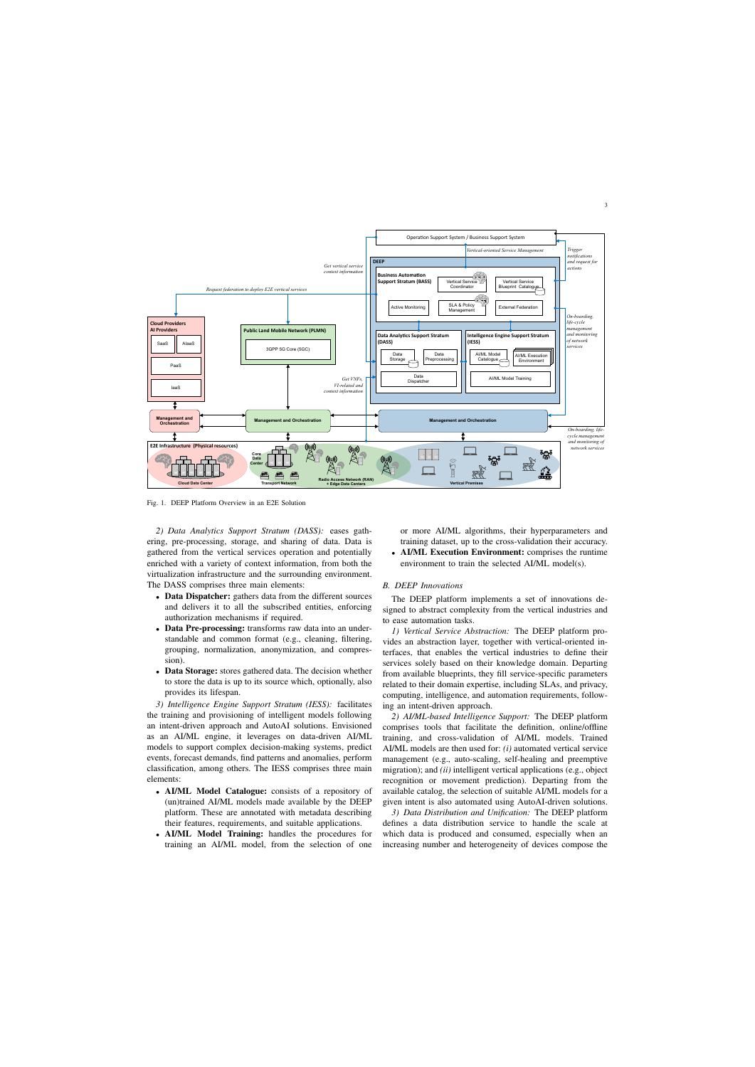Fig. 1. DEEP Platform Overview in an E2E Solution

*2) Data Analytics Support Stratum (DASS):* eases gathering, pre-processing, storage, and sharing of data. Data is gathered from the vertical services operation and potentially enriched with a variety of context information, from both the virtualization infrastructure and the surrounding environment. The DASS comprises three main elements:

- **Data Dispatcher:** gathers data from the different sources and delivers it to all the subscribed entities, enforcing authorization mechanisms if required.
- **Data Pre-processing:** transforms raw data into an understandable and common format (e.g., cleaning, filtering, grouping, normalization, anonymization, and compression).
- **Data Storage:** stores gathered data. The decision whether to store the data is up to its source which, optionally, also provides its lifespan.

*3) Intelligence Engine Support Stratum (IESS):* facilitates the training and provisioning of intelligent models following an intent-driven approach and AutoAI solutions. Envisioned as an AI/ML engine, it leverages on data-driven AI/ML models to support complex decision-making systems, predict events, forecast demands, find patterns and anomalies, perform classification, among others. The IESS comprises three main elements:

- **AI/ML Model Catalogue:** consists of a repository of (un)trained AI/ML models made available by the DEEP platform. These are annotated with metadata describing their features, requirements, and suitable applications.
- **AI/ML Model Training:** handles the procedures for training an AI/ML model, from the selection of one or more AI/ML algorithms, their hyperparameters and training dataset, up to the cross-validation their accuracy.
- **AI/ML Execution Environment:** comprises the runtime environment to train the selected AI/ML model(s).

## B. DEEP Innovations

The DEEP platform implements a set of innovations designed to abstract complexity from the vertical industries and to ease automation tasks.

*1) Vertical Service Abstraction:* The DEEP platform provides an abstraction layer, together with vertical-oriented interfaces, that enables the vertical industries to define their services solely based on their knowledge domain. Departing from available blueprints, they fill service-specific parameters related to their domain expertise, including SLAs, and privacy, computing, intelligence, and automation requirements, following an intent-driven approach.

*2) AI/ML-based Intelligence Support:* The DEEP platform comprises tools that facilitate the definition, online/offline training, and cross-validation of AI/ML models. Trained AI/ML models are then used for: *(i)* automated vertical service management (e.g., auto-scaling, self-healing and preemptive migration); and *(ii)* intelligent vertical applications (e.g., object recognition or movement prediction). Departing from the available catalog, the selection of suitable AI/ML models for a given intent is also automated using AutoAI-driven solutions.

*3) Data Distribution and Unification:* The DEEP platform defines a data distribution service to handle the scale at which data is produced and consumed, especially when an increasing number and heterogeneity of devices compose the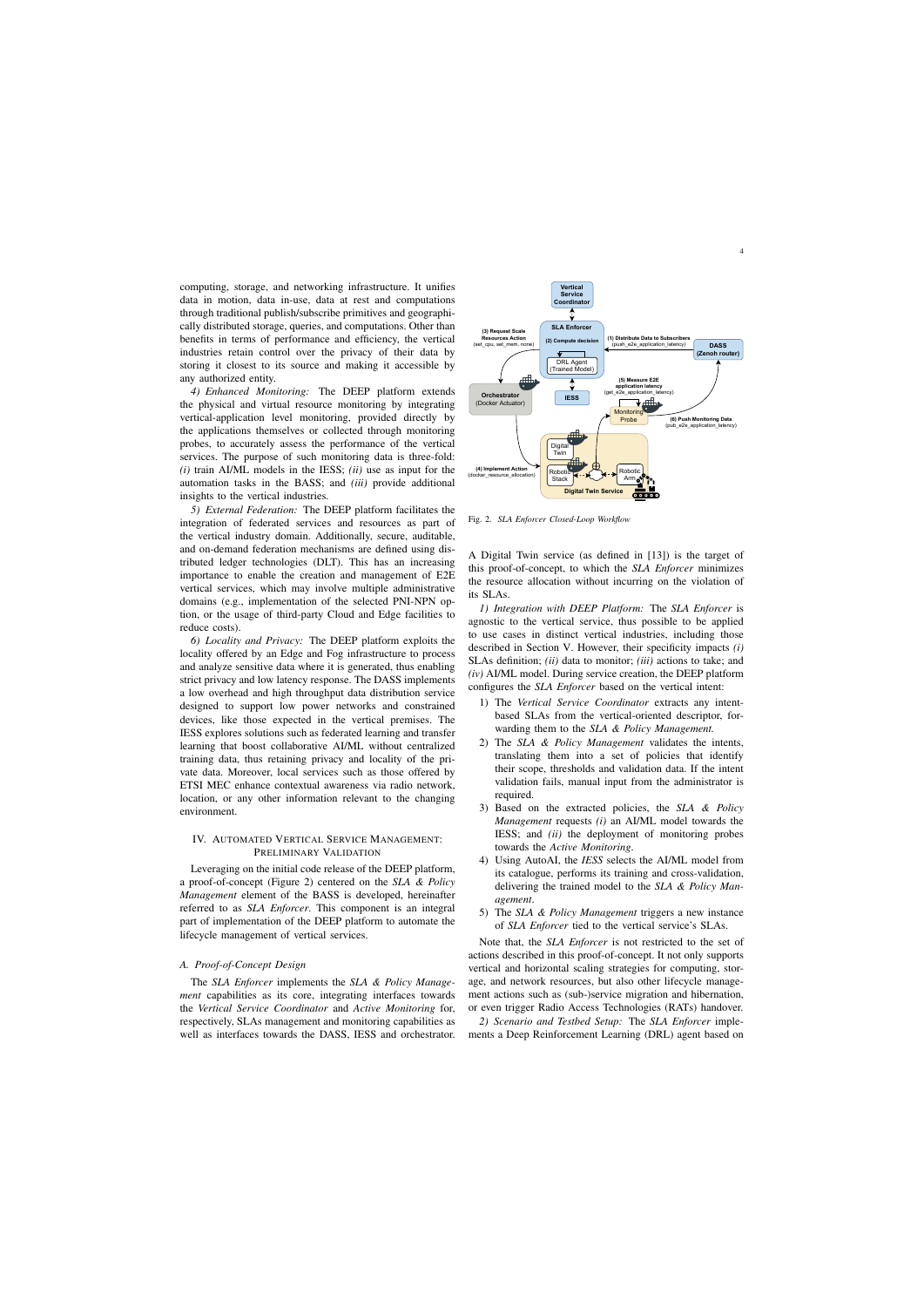computing, storage, and networking infrastructure. It unifies data in motion, data in-use, data at rest and computations through traditional publish/subscribe primitives and geographically distributed storage, queries, and computations. Other than benefits in terms of performance and efficiency, the vertical industries retain control over the privacy of their data by storing it closest to its source and making it accessible by any authorized entity.

*4) Enhanced Monitoring:* The DEEP platform extends the physical and virtual resource monitoring by integrating vertical-application level monitoring, provided directly by the applications themselves or collected through monitoring probes, to accurately assess the performance of the vertical services. The purpose of such monitoring data is three-fold: *(i)* train AI/ML models in the IESS; *(ii)* use as input for the automation tasks in the BASS; and *(iii)* provide additional insights to the vertical industries.

*5) External Federation:* The DEEP platform facilitates the integration of federated services and resources as part of the vertical industry domain. Additionally, secure, auditable, and on-demand federation mechanisms are defined using distributed ledger technologies (DLT). This has an increasing importance to enable the creation and management of E2E vertical services, which may involve multiple administrative domains (e.g., implementation of the selected PNI-NPN option, or the usage of third-party Cloud and Edge facilities to reduce costs).

*6) Locality and Privacy:* The DEEP platform exploits the locality offered by an Edge and Fog infrastructure to process and analyze sensitive data where it is generated, thus enabling strict privacy and low latency response. The DASS implements a low overhead and high throughput data distribution service designed to support low power networks and constrained devices, like those expected in the vertical premises. The IESS explores solutions such as federated learning and transfer learning that boost collaborative AI/ML without centralized training data, thus retaining privacy and locality of the private data. Moreover, local services such as those offered by ETSI MEC enhance contextual awareness via radio network, location, or any other information relevant to the changing environment.

## IV. Automated Vertical Service Management: Preliminary Validation

Leveraging on the initial code release of the DEEP platform, a proof-of-concept (Figure 2) centered on the *SLA & Policy Management* element of the BASS is developed, hereinafter referred to as *SLA Enforcer*. This component is an integral part of implementation of the DEEP platform to automate the lifecycle management of vertical services.

### A. Proof-of-Concept Design

The *SLA Enforcer* implements the *SLA & Policy Management* capabilities as its core, integrating interfaces towards the *Vertical Service Coordinator* and *Active Monitoring* for, respectively, SLAs management and monitoring capabilities as well as interfaces towards the DASS, IESS and orchestrator.

Fig. 2. *SLA Enforcer Closed-Loop Workflow*

A Digital Twin service (as defined in [13]) is the target of this proof-of-concept, to which the *SLA Enforcer* minimizes the resource allocation without incurring on the violation of its SLAs.

*1) Integration with DEEP Platform:* The *SLA Enforcer* is agnostic to the vertical service, thus possible to be applied to use cases in distinct vertical industries, including those described in Section V. However, their specificity impacts *(i)* SLAs definition; *(ii)* data to monitor; *(iii)* actions to take; and *(iv)* AI/ML model. During service creation, the DEEP platform configures the *SLA Enforcer* based on the vertical intent:

1) The *Vertical Service Coordinator* extracts any intent-based SLAs from the vertical-oriented descriptor, forwarding them to the *SLA & Policy Management.*
2) The *SLA & Policy Management* validates the intents, translating them into a set of policies that identify their scope, thresholds and validation data. If the intent validation fails, manual input from the administrator is required.
3) Based on the extracted policies, the *SLA & Policy Management* requests *(i)* an AI/ML model towards the IESS; and *(ii)* the deployment of monitoring probes towards the *Active Monitoring*.
4) Using AutoAI, the *IESS* selects the AI/ML model from its catalogue, performs its training and cross-validation, delivering the trained model to the *SLA & Policy Management*.
5) The *SLA & Policy Management* triggers a new instance of *SLA Enforcer* tied to the vertical service's SLAs.

Note that, the *SLA Enforcer* is not restricted to the set of actions described in this proof-of-concept. It not only supports vertical and horizontal scaling strategies for computing, storage, and network resources, but also other lifecycle management actions such as (sub-)service migration and hibernation, or even trigger Radio Access Technologies (RATs) handover.

*2) Scenario and Testbed Setup:* The *SLA Enforcer* implements a Deep Reinforcement Learning (DRL) agent based on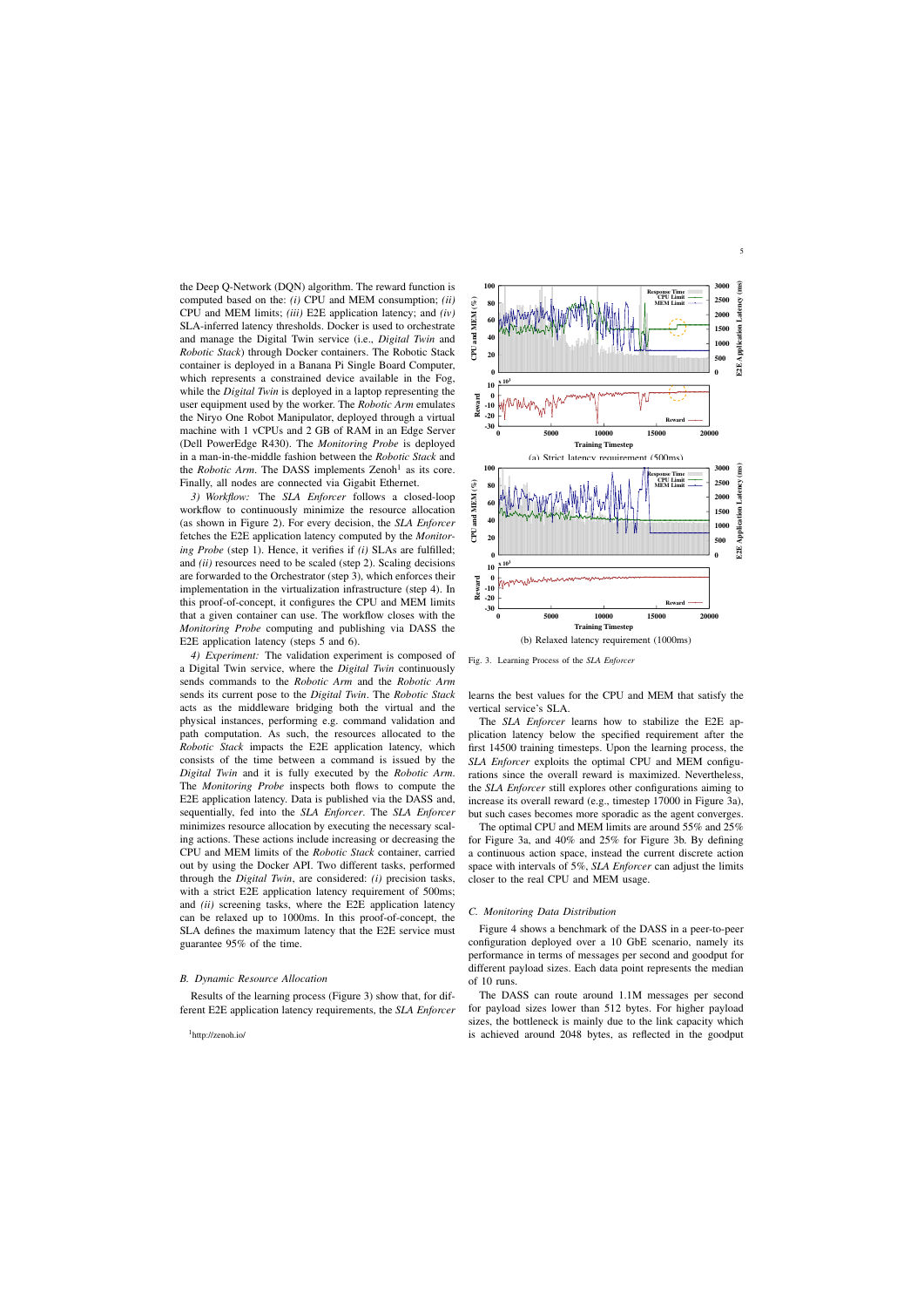the Deep Q-Network (DQN) algorithm. The reward function is computed based on the: *(i)* CPU and MEM consumption; *(ii)* CPU and MEM limits; *(iii)* E2E application latency; and *(iv)* SLA-inferred latency thresholds. Docker is used to orchestrate and manage the Digital Twin service (i.e., *Digital Twin* and *Robotic Stack*) through Docker containers. The Robotic Stack container is deployed in a Banana Pi Single Board Computer, which represents a constrained device available in the Fog, while the *Digital Twin* is deployed in a laptop representing the user equipment used by the worker. The *Robotic Arm* emulates the Niryo One Robot Manipulator, deployed through a virtual machine with 1 vCPUs and 2 GB of RAM in an Edge Server (Dell PowerEdge R430). The *Monitoring Probe* is deployed in a man-in-the-middle fashion between the *Robotic Stack* and the *Robotic Arm*. The DASS implements Zenoh[1] as its core. Finally, all nodes are connected via Gigabit Ethernet.

*3) Workflow:* The *SLA Enforcer* follows a closed-loop workflow to continuously minimize the resource allocation (as shown in Figure 2). For every decision, the *SLA Enforcer* fetches the E2E application latency computed by the *Monitoring Probe* (step 1). Hence, it verifies if *(i)* SLAs are fulfilled; and *(ii)* resources need to be scaled (step 2). Scaling decisions are forwarded to the Orchestrator (step 3), which enforces their implementation in the virtualization infrastructure (step 4). In this proof-of-concept, it configures the CPU and MEM limits that a given container can use. The workflow closes with the *Monitoring Probe* computing and publishing via DASS the E2E application latency (steps 5 and 6).

*4) Experiment:* The validation experiment is composed of a Digital Twin service, where the *Digital Twin* continuously sends commands to the *Robotic Arm* and the *Robotic Arm* sends its current pose to the *Digital Twin*. The *Robotic Stack* acts as the middleware bridging both the virtual and the physical instances, performing e.g. command validation and path computation. As such, the resources allocated to the *Robotic Stack* impacts the E2E application latency, which consists of the time between a command is issued by the *Digital Twin* and it is fully executed by the *Robotic Arm*. The *Monitoring Probe* inspects both flows to compute the E2E application latency. Data is published via the DASS and, sequentially, fed into the *SLA Enforcer*. The *SLA Enforcer* minimizes resource allocation by executing the necessary scaling actions. These actions include increasing or decreasing the CPU and MEM limits of the *Robotic Stack* container, carried out by using the Docker API. Two different tasks, performed through the *Digital Twin*, are considered: *(i)* precision tasks, with a strict E2E application latency requirement of 500ms; and *(ii)* screening tasks, where the E2E application latency can be relaxed up to 1000ms. In this proof-of-concept, the SLA defines the maximum latency that the E2E service must guarantee 95% of the time.

### B. Dynamic Resource Allocation

Results of the learning process (Figure 3) show that, for different E2E application latency requirements, the *SLA Enforcer* learns the best values for the CPU and MEM that satisfy the vertical service's SLA.

[1] http://zenoh.io/

(a) Strict latency requirement (500ms)

(b) Relaxed latency requirement (1000ms)

Fig. 3. Learning Process of the *SLA Enforcer*

The *SLA Enforcer* learns how to stabilize the E2E application latency below the specified requirement after the first 14500 training timesteps. Upon the learning process, the *SLA Enforcer* exploits the optimal CPU and MEM configurations since the overall reward is maximized. Nevertheless, the *SLA Enforcer* still explores other configurations aiming to increase its overall reward (e.g., timestep 17000 in Figure 3a), but such cases becomes more sporadic as the agent converges.

The optimal CPU and MEM limits are around 55% and 25% for Figure 3a, and 40% and 25% for Figure 3b. By defining a continuous action space, instead the current discrete action space with intervals of 5%, *SLA Enforcer* can adjust the limits closer to the real CPU and MEM usage.

### C. Monitoring Data Distribution

Figure 4 shows a benchmark of the DASS in a peer-to-peer configuration deployed over a 10 GbE scenario, namely its performance in terms of messages per second and goodput for different payload sizes. Each data point represents the median of 10 runs.

The DASS can route around 1.1M messages per second for payload sizes lower than 512 bytes. For higher payload sizes, the bottleneck is mainly due to the link capacity which is achieved around 2048 bytes, as reflected in the goodput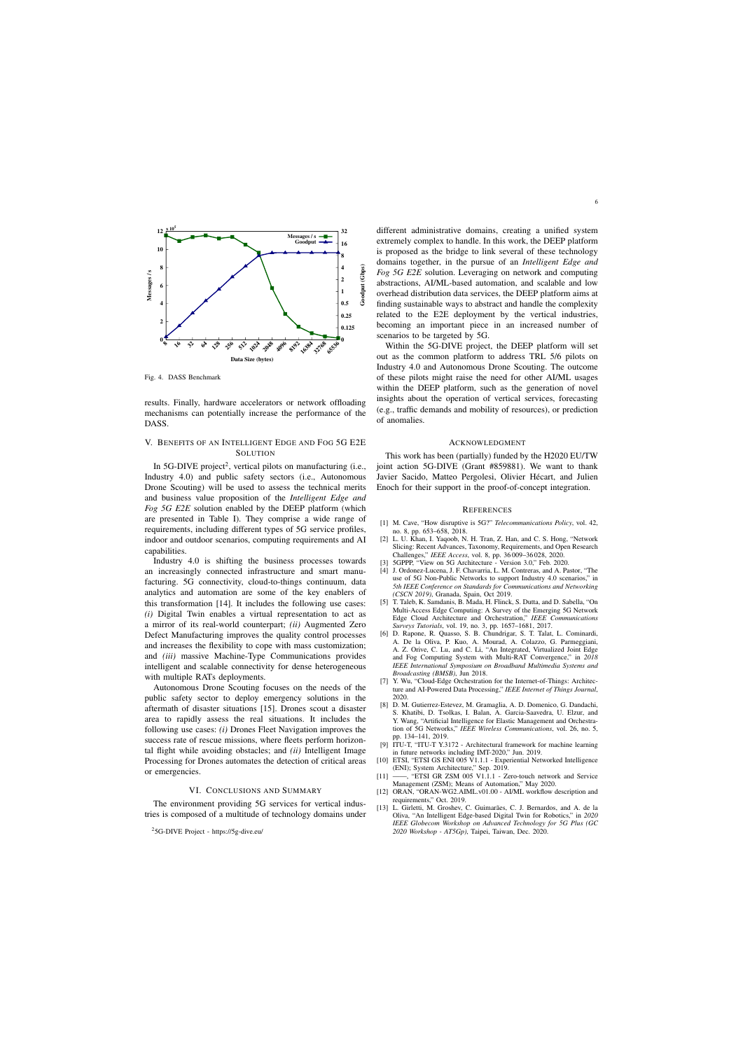Fig. 4. DASS Benchmark

results. Finally, hardware accelerators or network offloading mechanisms can potentially increase the performance of the DASS.

## V. Benefits of an Intelligent Edge and Fog 5G E2E Solution

In 5G-DIVE project[2], vertical pilots on manufacturing (i.e., Industry 4.0) and public safety sectors (i.e., Autonomous Drone Scouting) will be used to assess the technical merits and business value proposition of the *Intelligent Edge and Fog 5G E2E* solution enabled by the DEEP platform (which are presented in Table I). They comprise a wide range of requirements, including different types of 5G service profiles, indoor and outdoor scenarios, computing requirements and AI capabilities.

Industry 4.0 is shifting the business processes towards an increasingly connected infrastructure and smart manufacturing. 5G connectivity, cloud-to-things continuum, data analytics and automation are some of the key enablers of this transformation [14]. It includes the following use cases: *(i)* Digital Twin enables a virtual representation to act as a mirror of its real-world counterpart; *(ii)* Augmented Zero Defect Manufacturing improves the quality control processes and increases the flexibility to cope with mass customization; and *(iii)* massive Machine-Type Communications provides intelligent and scalable connectivity for dense heterogeneous with multiple RATs deployments.

Autonomous Drone Scouting focuses on the needs of the public safety sector to deploy emergency solutions in the aftermath of disaster situations [15]. Drones scout a disaster area to rapidly assess the real situations. It includes the following use cases: *(i)* Drones Fleet Navigation improves the success rate of rescue missions, where fleets perform horizontal flight while avoiding obstacles; and *(ii)* Intelligent Image Processing for Drones automates the detection of critical areas or emergencies.

## VI. Conclusions and Summary

The environment providing 5G services for vertical industries is composed of a multitude of technology domains under different administrative domains, creating a unified system extremely complex to handle. In this work, the DEEP platform is proposed as the bridge to link several of these technology domains together, in the pursuit of an *Intelligent Edge and Fog 5G E2E* solution. Leveraging on network and computing abstractions, AI/ML-based automation, and scalable and low overhead distribution data services, the DEEP platform aims at finding sustainable ways to abstract and handle the complexity related to the E2E deployment by the vertical industries, becoming an important piece in an increased number of scenarios to be targeted by 5G.

Within the 5G-DIVE project, the DEEP platform will set out as the common platform to address TRL 5/6 pilots on Industry 4.0 and Autonomous Drone Scouting. The outcome of these pilots might raise the need for other AI/ML usages within the DEEP platform, such as the generation of novel insights about the operation of vertical services, forecasting (e.g., traffic demands and mobility of resources), or prediction of anomalies.

[2] 5G-DIVE Project - https://5g-dive.eu/

## Acknowledgment

This work has been (partially) funded by the H2020 EU/TW joint action 5G-DIVE (Grant #859881). We want to thank Javier Sacido, Matteo Pergolesi, Olivier Hécart, and Julien Enoch for their support in the proof-of-concept integration.

## References

[1] M. Cave, "How disruptive is 5G?" *Telecommunications Policy*, vol. 42, no. 8, pp. 653–658, 2018.

[2] L. U. Khan, I. Yaqoob, N. H. Tran, Z. Han, and C. S. Hong, "Network Slicing: Recent Advances, Taxonomy, Requirements, and Open Research Challenges," *IEEE Access*, vol. 8, pp. 36 009–36 028, 2020.

[3] 5GPPP, "View on 5G Architecture - Version 3.0," Feb. 2020.

[4] J. Ordonez-Lucena, J. F. Chavarria, L. M. Contreras, and A. Pastor, "The use of 5G Non-Public Networks to support Industry 4.0 scenarios," in *5th IEEE Conference on Standards for Communications and Networking (CSCN 2019)*, Granada, Spain, Oct 2019.

[5] T. Taleb, K. Samdanis, B. Mada, H. Flinck, S. Dutta, and D. Sabella, "On Multi-Access Edge Computing: A Survey of the Emerging 5G Network Edge Cloud Architecture and Orchestration," *IEEE Communications Surveys Tutorials*, vol. 19, no. 3, pp. 1657–1681, 2017.

[6] D. Rapone, R. Quasso, S. B. Chundrigar, S. T. Talat, L. Cominardi, A. De la Oliva, P. Kuo, A. Mourad, A. Colazzo, G. Parmeggiani, A. Z. Orive, C. Lu, and C. Li, "An Integrated, Virtualized Joint Edge and Fog Computing System with Multi-RAT Convergence," in *2018 IEEE International Symposium on Broadband Multimedia Systems and Broadcasting (BMSB)*, Jun 2018.

[7] Y. Wu, "Cloud-Edge Orchestration for the Internet-of-Things: Architecture and AI-Powered Data Processing," *IEEE Internet of Things Journal*, 2020.

[8] D. M. Gutierrez-Estevez, M. Gramaglia, A. D. Domenico, G. Dandachi, S. Khatibi, D. Tsolkas, I. Balan, A. Garcia-Saavedra, U. Elzur, and Y. Wang, "Artificial Intelligence for Elastic Management and Orchestration of 5G Networks," *IEEE Wireless Communications*, vol. 26, no. 5, pp. 134–141, 2019.

[9] ITU-T, "ITU-T Y.3172 - Architectural framework for machine learning in future networks including IMT-2020," Jun. 2019.

[10] ETSI, "ETSI GS ENI 005 V1.1.1 - Experiential Networked Intelligence (ENI); System Architecture," Sep. 2019.

[11] ——, "ETSI GR ZSM 005 V1.1.1 - Zero-touch network and Service Management (ZSM); Means of Automation," May 2020.

[12] ORAN, "ORAN-WG2.AIML.v01.00 - AI/ML workflow description and requirements," Oct. 2019.

[13] L. Girletti, M. Groshev, C. Guimarães, C. J. Bernardos, and A. de la Oliva, "An Intelligent Edge-based Digital Twin for Robotics," in *2020 IEEE Globecom Workshop on Advanced Technology for 5G Plus (GC 2020 Workshop - AT5Gp)*, Taipei, Taiwan, Dec. 2020.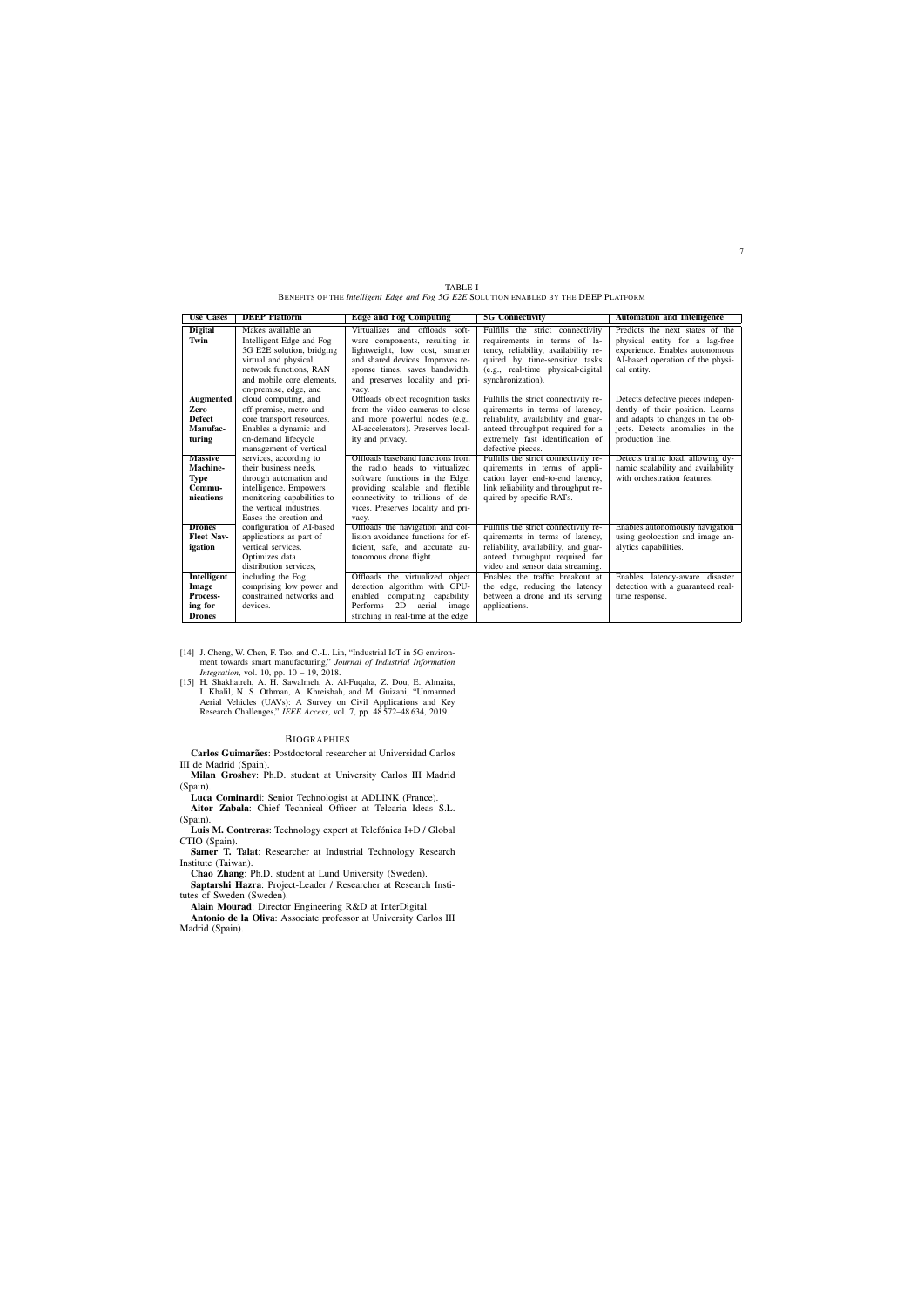TABLE I
BENEFITS OF THE *Intelligent Edge and Fog 5G E2E* SOLUTION ENABLED BY THE DEEP PLATFORM

| Use Cases | DEEP Platform | Edge and Fog Computing | 5G Connectivity | Automation and Intelligence |
|---|---|---|---|---|
| **Digital Twin** | Makes available an Intelligent Edge and Fog 5G E2E solution, bridging virtual and physical network functions, RAN and mobile core elements, on-premise, edge, and cloud computing, and off-premise, metro and core transport resources. Enables a dynamic and on-demand lifecycle management of vertical services, according to their business needs, through automation and intelligence. Empowers monitoring capabilities to the vertical industries. Eases the creation and configuration of AI-based applications as part of vertical services. Optimizes data distribution services, including the Fog comprising low power and constrained networks and devices. | Virtualizes and offloads software components, resulting in lightweight, low cost, smarter and shared devices. Improves response times, saves bandwidth, and preserves locality and privacy. | Fulfills the strict connectivity requirements in terms of latency, reliability, availability required by time-sensitive tasks (e.g., real-time physical-digital synchronization). | Predicts the next states of the physical entity for a lag-free experience. Enables autonomous AI-based operation of the physical entity. |
| **Augmented Zero Defect Manufacturing** | | Offloads object recognition tasks from the video cameras to close and more powerful nodes (e.g., AI-accelerators). Preserves locality and privacy. | Fulfills the strict connectivity requirements in terms of latency, reliability, availability and guaranteed throughput required for a extremely fast identification of defective pieces. | Detects defective pieces independently of their position. Learns and adapts to changes in the objects. Detects anomalies in the production line. |
| **Massive Machine-Type Communications** | | Offloads baseband functions from the radio heads to virtualized software functions in the Edge, providing scalable and flexible connectivity to trillions of devices. Preserves locality and privacy. | Fulfills the strict connectivity requirements in terms of application layer end-to-end latency, link reliability and throughput required by specific RATs. | Detects traffic load, allowing dynamic scalability and availability with orchestration features. |
| **Drones Fleet Navigation** | | Offloads the navigation and collision avoidance functions for efficient, safe, and accurate autonomous drone flight. | Fulfills the strict connectivity requirements in terms of latency, reliability, availability, and guaranteed throughput required for video and sensor data streaming. | Enables autonomously navigation using geolocation and image analytics capabilities. |
| **Intelligent Image Processing for Drones** | | Offloads the virtualized object detection algorithm with GPU-enabled computing capability. Performs 2D aerial image stitching in real-time at the edge. | Enables the traffic breakout at the edge, reducing the latency between a drone and its serving applications. | Enables latency-aware disaster detection with a guaranteed real-time response. |

[14] J. Cheng, W. Chen, F. Tao, and C.-L. Lin, "Industrial IoT in 5G environment towards smart manufacturing," *Journal of Industrial Information Integration*, vol. 10, pp. 10 – 19, 2018.

[15] H. Shakhatreh, A. H. Sawalmeh, A. Al-Fuqaha, Z. Dou, E. Almaita, I. Khalil, N. S. Othman, A. Khreishah, and M. Guizani, "Unmanned Aerial Vehicles (UAVs): A Survey on Civil Applications and Key Research Challenges," *IEEE Access*, vol. 7, pp. 48 572–48 634, 2019.

## BIOGRAPHIES

**Carlos Guimarães**: Postdoctoral researcher at Universidad Carlos III de Madrid (Spain).

**Milan Groshev**: Ph.D. student at University Carlos III Madrid (Spain).

**Luca Cominardi**: Senior Technologist at ADLINK (France).

**Aitor Zabala**: Chief Technical Officer at Telcaria Ideas S.L. (Spain).

**Luis M. Contreras**: Technology expert at Telefónica I+D / Global CTIO (Spain).

**Samer T. Talat**: Researcher at Industrial Technology Research Institute (Taiwan).

**Chao Zhang**: Ph.D. student at Lund University (Sweden).

**Saptarshi Hazra**: Project-Leader / Researcher at Research Institutes of Sweden (Sweden).

**Alain Mourad**: Director Engineering R&D at InterDigital.

**Antonio de la Oliva**: Associate professor at University Carlos III Madrid (Spain).